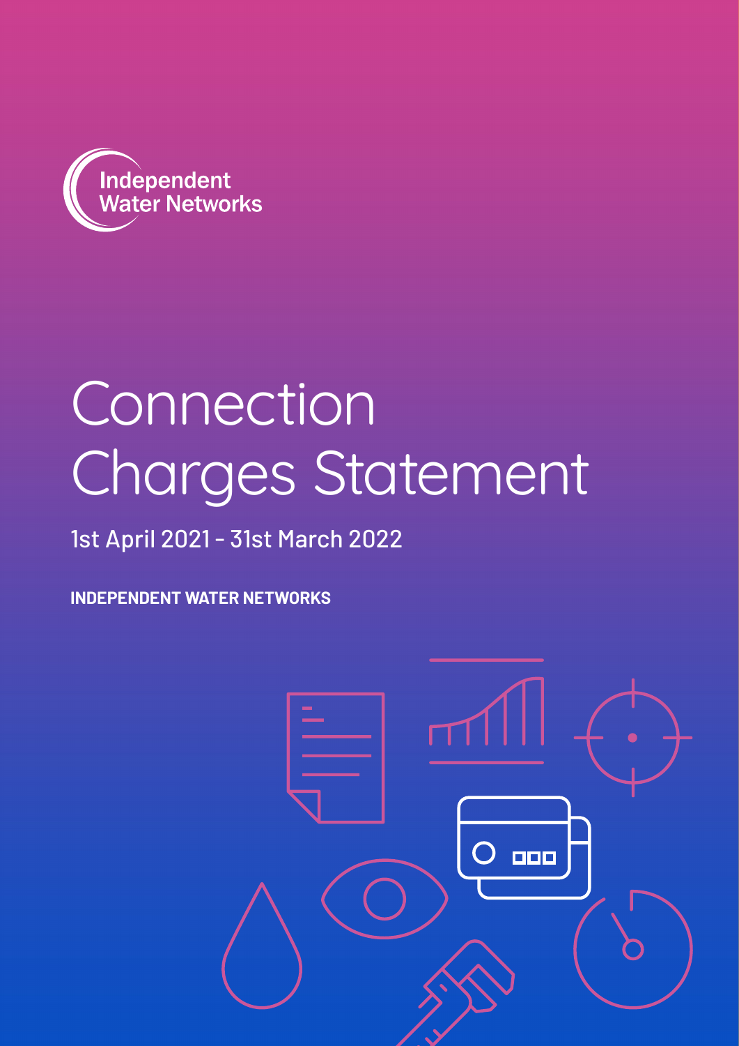Independent Water Networks

# Connection Charges Statement

1st April 2021 - 31st March 2022

**INDEPENDENT WATER NETWORKS**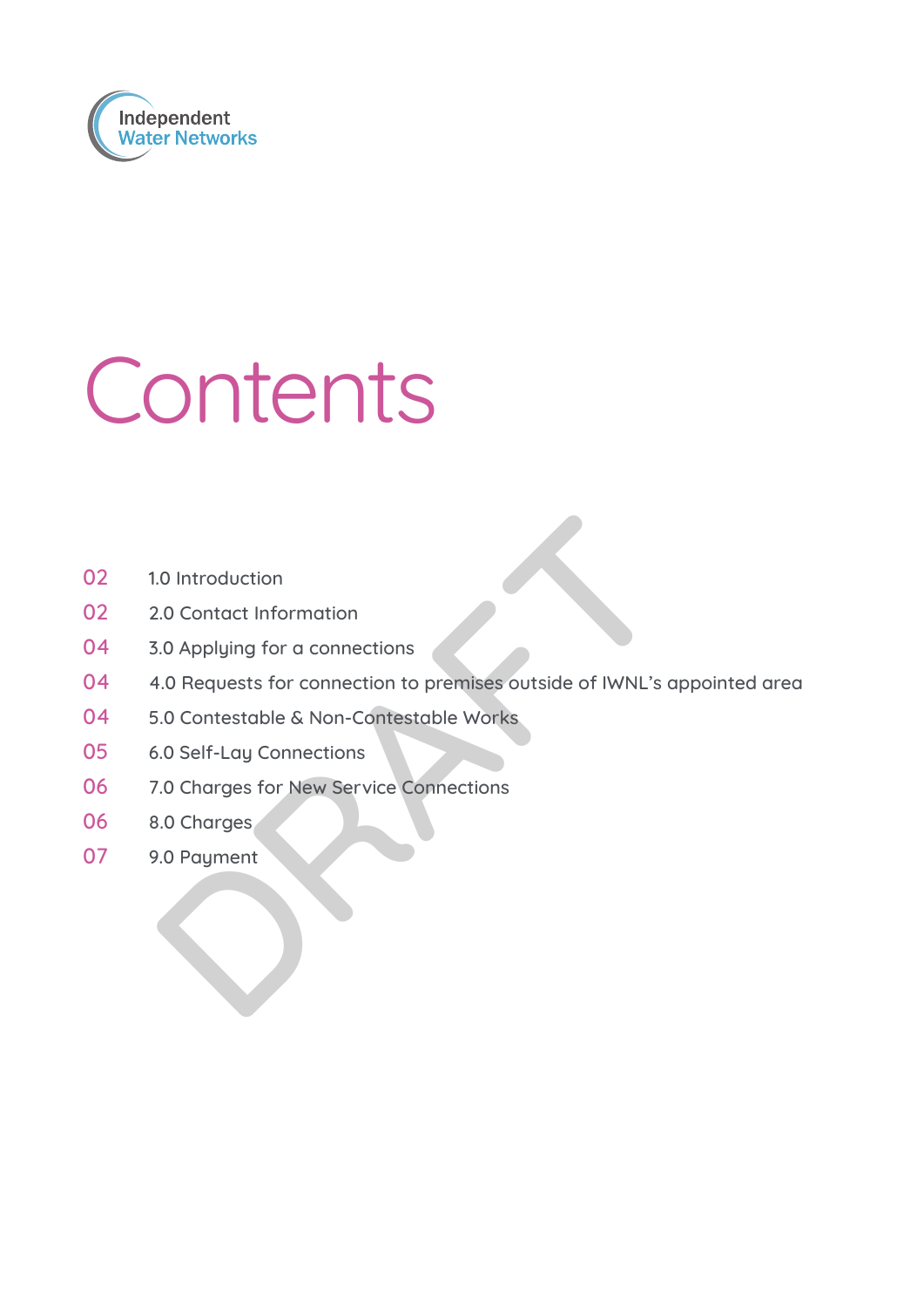Independent Water Networks

# Contents

| | |
|---|---|
| 02 | 1.0 Introduction |
| 02 | 2.0 Contact Information |
| 04 | 3.0 Applying for a connections |
| 04 | 4.0 Requests for connection to premises outside of IWNL's appointed area |
| 04 | 5.0 Contestable & Non-Contestable Works |
| 05 | 6.0 Self-Lay Connections |
| 06 | 7.0 Charges for New Service Connections |
| 06 | 8.0 Charges |
| 07 | 9.0 Payment |

DRAFT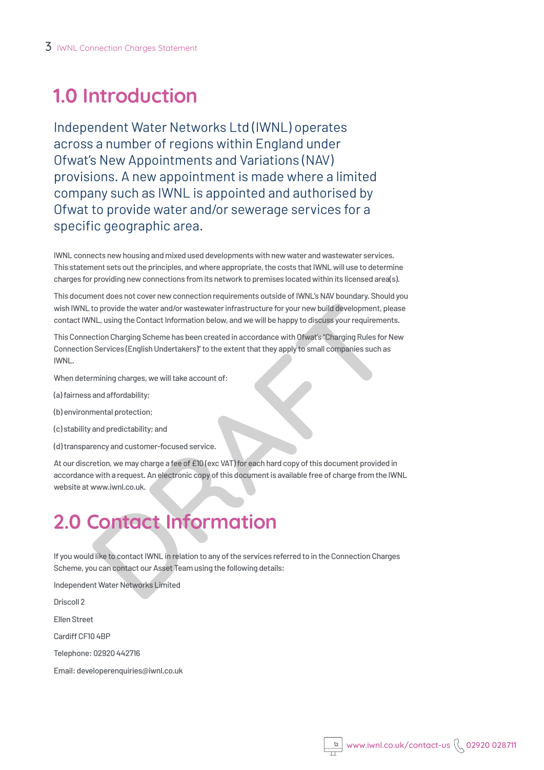# 1.0 Introduction

Independent Water Networks Ltd (IWNL) operates across a number of regions within England under Ofwat's New Appointments and Variations (NAV) provisions. A new appointment is made where a limited company such as IWNL is appointed and authorised by Ofwat to provide water and/or sewerage services for a specific geographic area.

IWNL connects new housing and mixed used developments with new water and wastewater services. This statement sets out the principles, and where appropriate, the costs that IWNL will use to determine charges for providing new connections from its network to premises located within its licensed area(s).

This document does not cover new connection requirements outside of IWNL's NAV boundary. Should you wish IWNL to provide the water and/or wastewater infrastructure for your new build development, please contact IWNL, using the Contact Information below, and we will be happy to discuss your requirements.

This Connection Charging Scheme has been created in accordance with Ofwat's "Charging Rules for New Connection Services (English Undertakers)" to the extent that they apply to small companies such as IWNL.

When determining charges, we will take account of:

(a) fairness and affordability;

(b) environmental protection;

(c) stability and predictability; and

(d) transparency and customer-focused service.

At our discretion, we may charge a fee of £10 (exc VAT) for each hard copy of this document provided in accordance with a request. An electronic copy of this document is available free of charge from the IWNL website at www.iwnl.co.uk.

# 2.0 Contact Information

If you would like to contact IWNL in relation to any of the services referred to in the Connection Charges Scheme, you can contact our Asset Team using the following details:

Independent Water Networks Limited

Driscoll 2

Ellen Street

Cardiff CF10 4BP

Telephone: 02920 442716

Email: developerenquiries@iwnl.co.uk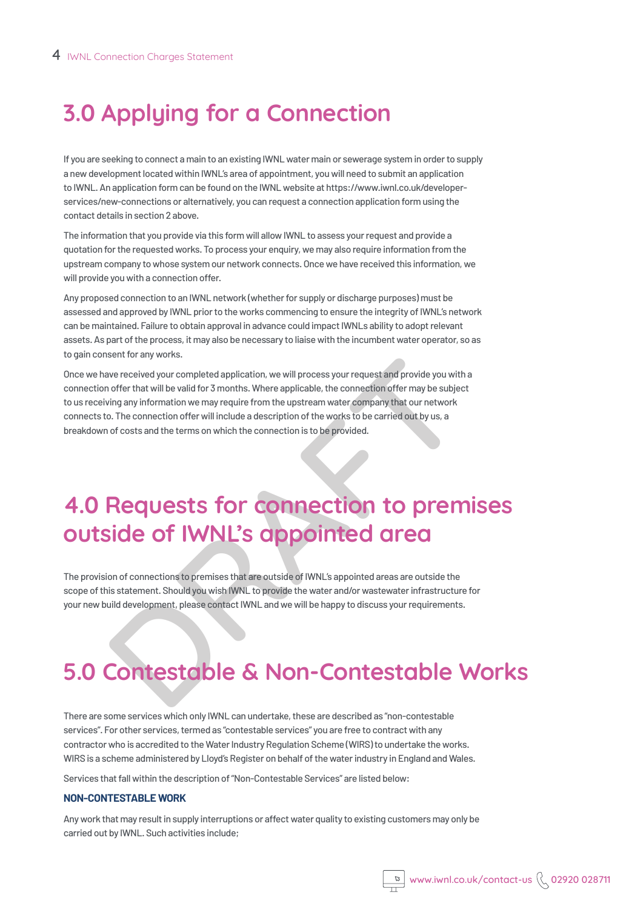# 3.0 Applying for a Connection

If you are seeking to connect a main to an existing IWNL water main or sewerage system in order to supply a new development located within IWNL's area of appointment, you will need to submit an application to IWNL. An application form can be found on the IWNL website at https://www.iwnl.co.uk/developer-services/new-connections or alternatively, you can request a connection application form using the contact details in section 2 above.

The information that you provide via this form will allow IWNL to assess your request and provide a quotation for the requested works. To process your enquiry, we may also require information from the upstream company to whose system our network connects. Once we have received this information, we will provide you with a connection offer.

Any proposed connection to an IWNL network (whether for supply or discharge purposes) must be assessed and approved by IWNL prior to the works commencing to ensure the integrity of IWNL's network can be maintained. Failure to obtain approval in advance could impact IWNLs ability to adopt relevant assets. As part of the process, it may also be necessary to liaise with the incumbent water operator, so as to gain consent for any works.

Once we have received your completed application, we will process your request and provide you with a connection offer that will be valid for 3 months. Where applicable, the connection offer may be subject to us receiving any information we may require from the upstream water company that our network connects to. The connection offer will include a description of the works to be carried out by us, a breakdown of costs and the terms on which the connection is to be provided.

# 4.0 Requests for connection to premises outside of IWNL's appointed area

The provision of connections to premises that are outside of IWNL's appointed areas are outside the scope of this statement. Should you wish IWNL to provide the water and/or wastewater infrastructure for your new build development, please contact IWNL and we will be happy to discuss your requirements.

# 5.0 Contestable & Non-Contestable Works

There are some services which only IWNL can undertake, these are described as "non-contestable services". For other services, termed as "contestable services" you are free to contract with any contractor who is accredited to the Water Industry Regulation Scheme (WIRS) to undertake the works. WIRS is a scheme administered by Lloyd's Register on behalf of the water industry in England and Wales.

Services that fall within the description of "Non-Contestable Services" are listed below:

**NON-CONTESTABLE WORK**

Any work that may result in supply interruptions or affect water quality to existing customers may only be carried out by IWNL. Such activities include;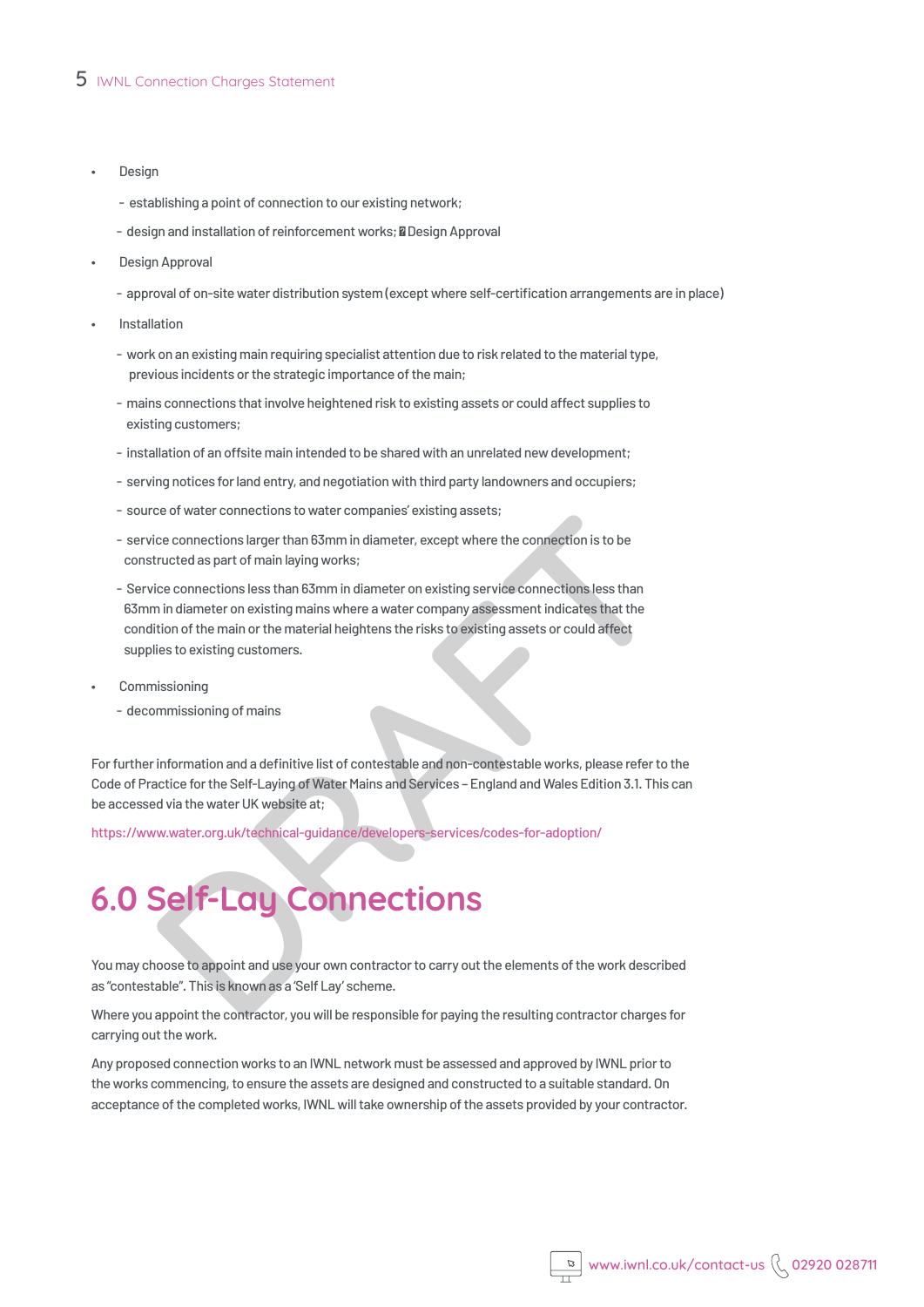- Design
  - establishing a point of connection to our existing network;
  - design and installation of reinforcement works; Design Approval
- Design Approval
  - approval of on-site water distribution system (except where self-certification arrangements are in place)
- Installation
  - work on an existing main requiring specialist attention due to risk related to the material type, previous incidents or the strategic importance of the main;
  - mains connections that involve heightened risk to existing assets or could affect supplies to existing customers;
  - installation of an offsite main intended to be shared with an unrelated new development;
  - serving notices for land entry, and negotiation with third party landowners and occupiers;
  - source of water connections to water companies' existing assets;
  - service connections larger than 63mm in diameter, except where the connection is to be constructed as part of main laying works;
  - Service connections less than 63mm in diameter on existing service connections less than 63mm in diameter on existing mains where a water company assessment indicates that the condition of the main or the material heightens the risks to existing assets or could affect supplies to existing customers.
- Commissioning
  - decommissioning of mains

For further information and a definitive list of contestable and non-contestable works, please refer to the Code of Practice for the Self-Laying of Water Mains and Services – England and Wales Edition 3.1. This can be accessed via the water UK website at;

https://www.water.org.uk/technical-guidance/developers-services/codes-for-adoption/

# 6.0 Self-Lay Connections

You may choose to appoint and use your own contractor to carry out the elements of the work described as "contestable". This is known as a 'Self Lay' scheme.

Where you appoint the contractor, you will be responsible for paying the resulting contractor charges for carrying out the work.

Any proposed connection works to an IWNL network must be assessed and approved by IWNL prior to the works commencing, to ensure the assets are designed and constructed to a suitable standard. On acceptance of the completed works, IWNL will take ownership of the assets provided by your contractor.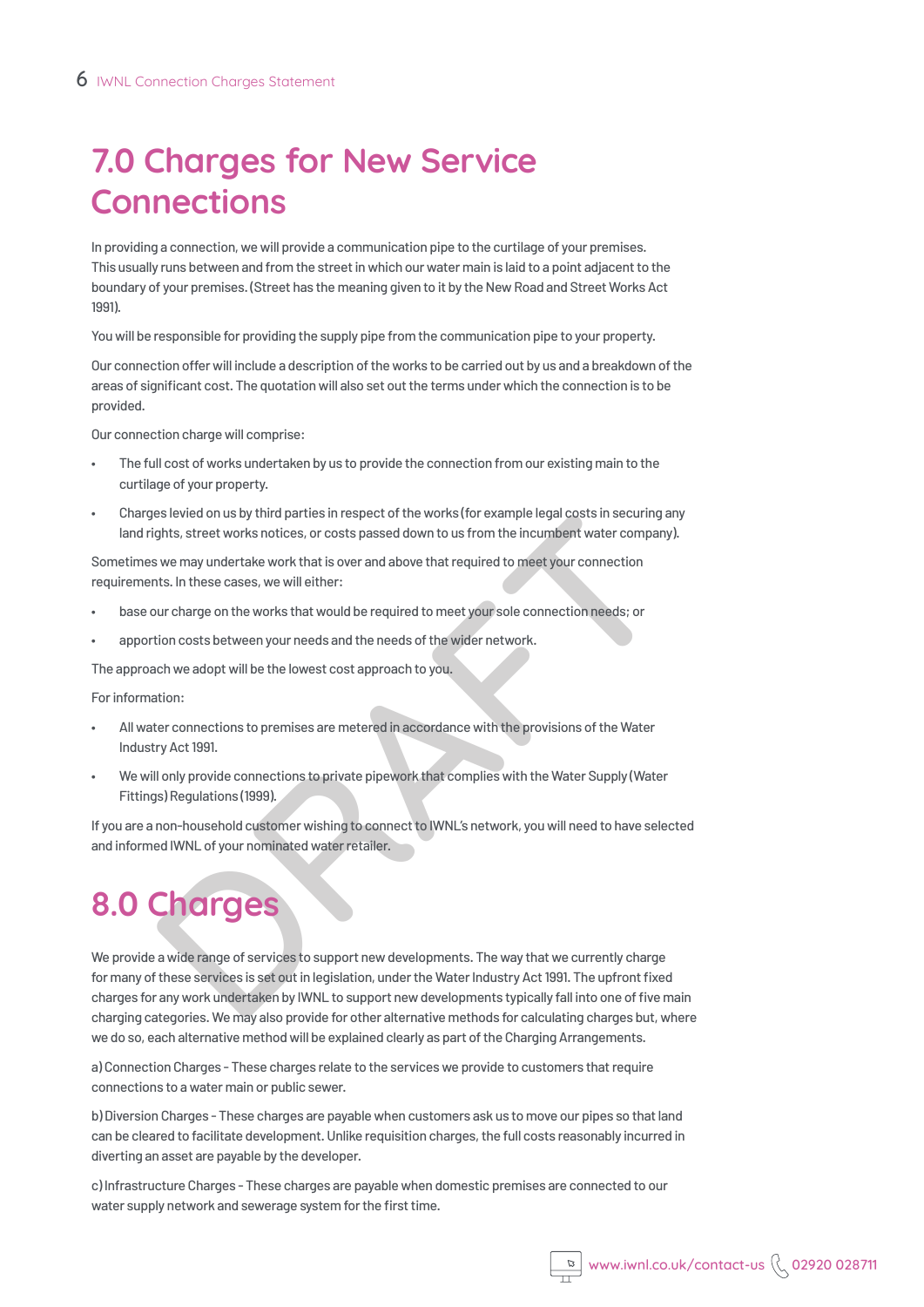# 7.0 Charges for New Service Connections

In providing a connection, we will provide a communication pipe to the curtilage of your premises. This usually runs between and from the street in which our water main is laid to a point adjacent to the boundary of your premises. (Street has the meaning given to it by the New Road and Street Works Act 1991).

You will be responsible for providing the supply pipe from the communication pipe to your property.

Our connection offer will include a description of the works to be carried out by us and a breakdown of the areas of significant cost. The quotation will also set out the terms under which the connection is to be provided.

Our connection charge will comprise:

- The full cost of works undertaken by us to provide the connection from our existing main to the curtilage of your property.
- Charges levied on us by third parties in respect of the works (for example legal costs in securing any land rights, street works notices, or costs passed down to us from the incumbent water company).

Sometimes we may undertake work that is over and above that required to meet your connection requirements. In these cases, we will either:

- base our charge on the works that would be required to meet your sole connection needs; or
- apportion costs between your needs and the needs of the wider network.

The approach we adopt will be the lowest cost approach to you.

For information:

- All water connections to premises are metered in accordance with the provisions of the Water Industry Act 1991.
- We will only provide connections to private pipework that complies with the Water Supply (Water Fittings) Regulations (1999).

If you are a non-household customer wishing to connect to IWNL's network, you will need to have selected and informed IWNL of your nominated water retailer.

# 8.0 Charges

We provide a wide range of services to support new developments. The way that we currently charge for many of these services is set out in legislation, under the Water Industry Act 1991. The upfront fixed charges for any work undertaken by IWNL to support new developments typically fall into one of five main charging categories. We may also provide for other alternative methods for calculating charges but, where we do so, each alternative method will be explained clearly as part of the Charging Arrangements.

a) Connection Charges - These charges relate to the services we provide to customers that require connections to a water main or public sewer.

b) Diversion Charges - These charges are payable when customers ask us to move our pipes so that land can be cleared to facilitate development. Unlike requisition charges, the full costs reasonably incurred in diverting an asset are payable by the developer.

c) Infrastructure Charges - These charges are payable when domestic premises are connected to our water supply network and sewerage system for the first time.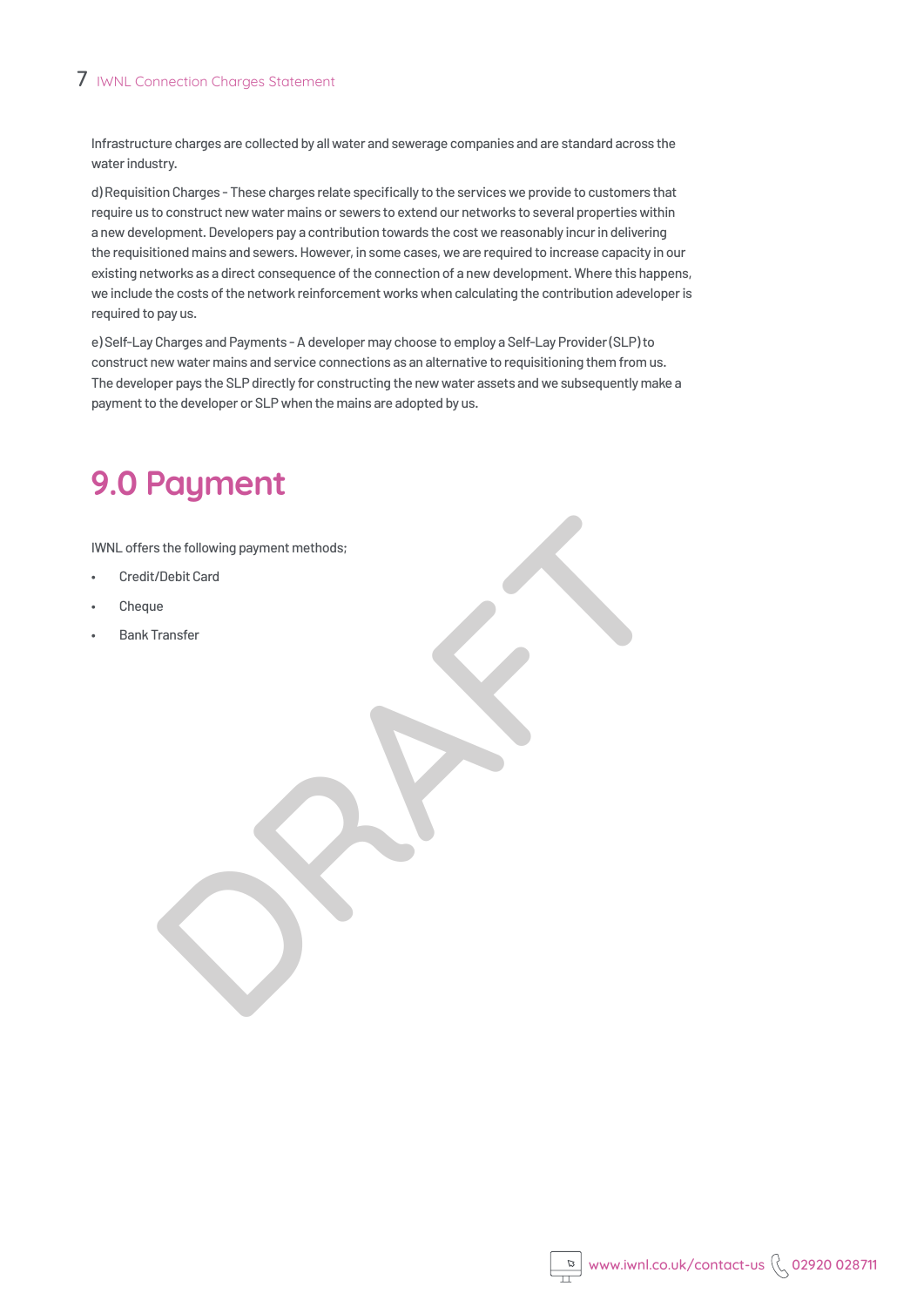Infrastructure charges are collected by all water and sewerage companies and are standard across the water industry.

d) Requisition Charges - These charges relate specifically to the services we provide to customers that require us to construct new water mains or sewers to extend our networks to several properties within a new development. Developers pay a contribution towards the cost we reasonably incur in delivering the requisitioned mains and sewers. However, in some cases, we are required to increase capacity in our existing networks as a direct consequence of the connection of a new development. Where this happens, we include the costs of the network reinforcement works when calculating the contribution adeveloper is required to pay us.

e) Self-Lay Charges and Payments - A developer may choose to employ a Self-Lay Provider (SLP) to construct new water mains and service connections as an alternative to requisitioning them from us. The developer pays the SLP directly for constructing the new water assets and we subsequently make a payment to the developer or SLP when the mains are adopted by us.

# 9.0 Payment

IWNL offers the following payment methods;

- Credit/Debit Card
- Cheque
- Bank Transfer